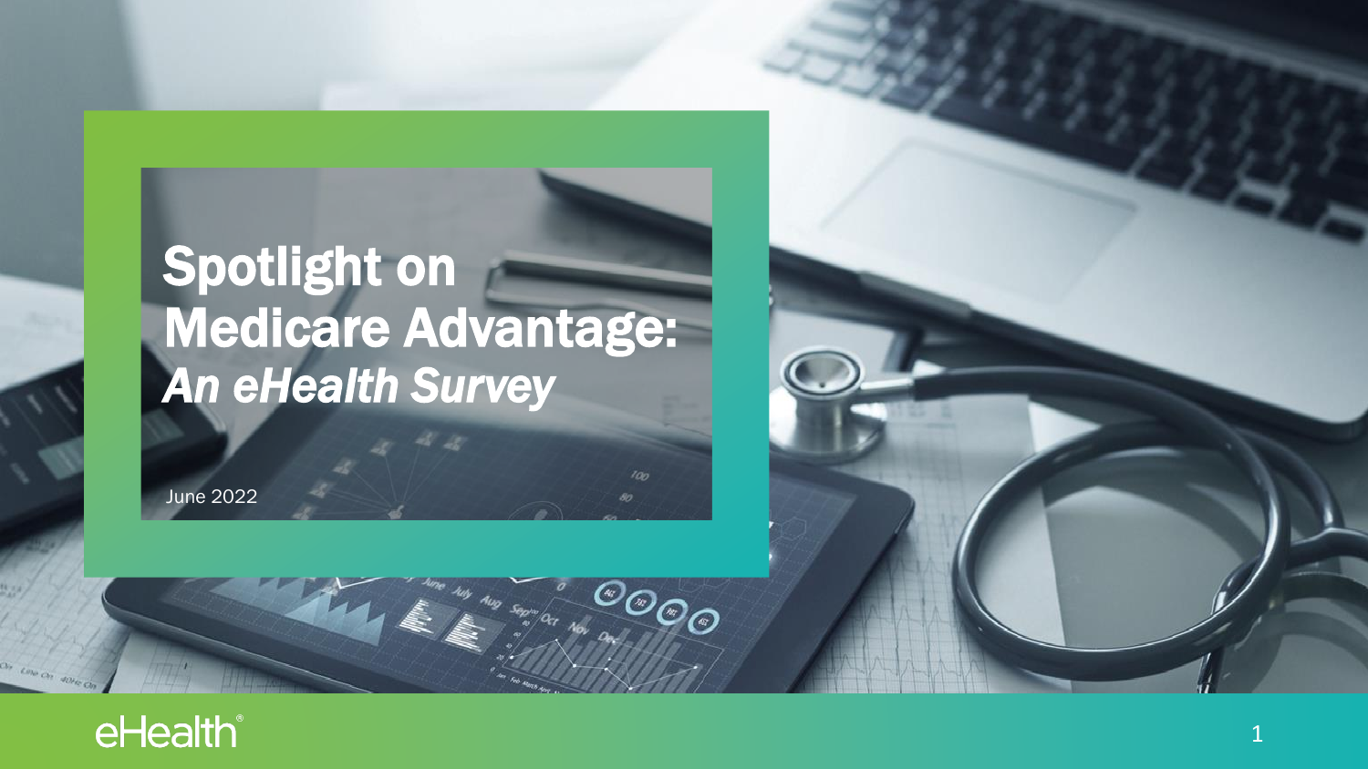# Spotlight on Medicare Advantage: *An eHealth Survey*

June 2022

eHealth®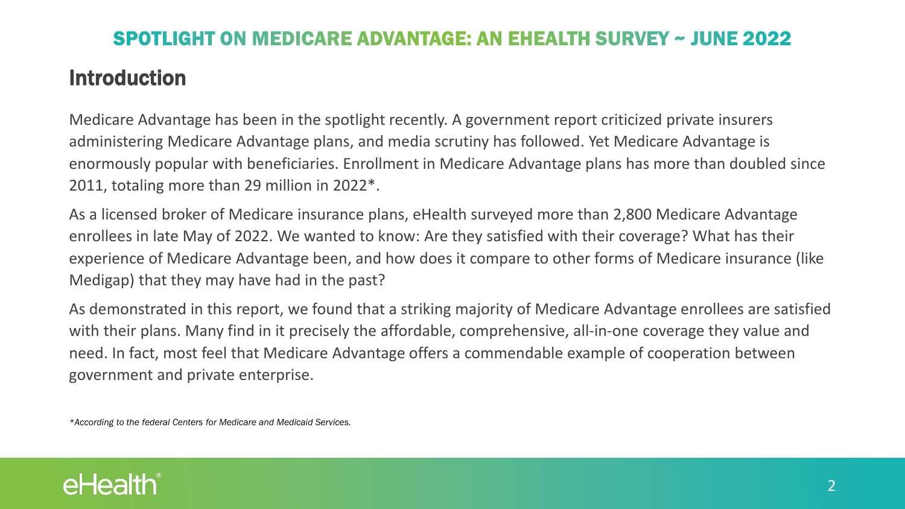## Introduction

Medicare Advantage has been in the spotlight recently. A government report criticized private insurers administering Medicare Advantage plans, and media scrutiny has followed. Yet Medicare Advantage is enormously popular with beneficiaries. Enrollment in Medicare Advantage plans has more than doubled since 2011, totaling more than 29 million in 2022*.

As a licensed broker of Medicare insurance plans, eHealth surveyed more than 2,800 Medicare Advantage enrollees in late May of 2022. We wanted to know: Are they satisfied with their coverage? What has their experience of Medicare Advantage been, and how does it compare to other forms of Medicare insurance (like Medigap) that they may have had in the past?

As demonstrated in this report, we found that a striking majority of Medicare Advantage enrollees are satisfied with their plans. Many find in it precisely the affordable, comprehensive, all-in-one coverage they value and need. In fact, most feel that Medicare Advantage offers a commendable example of cooperation between government and private enterprise.

*\*According to the federal Centers for Medicare and Medicaid Services.*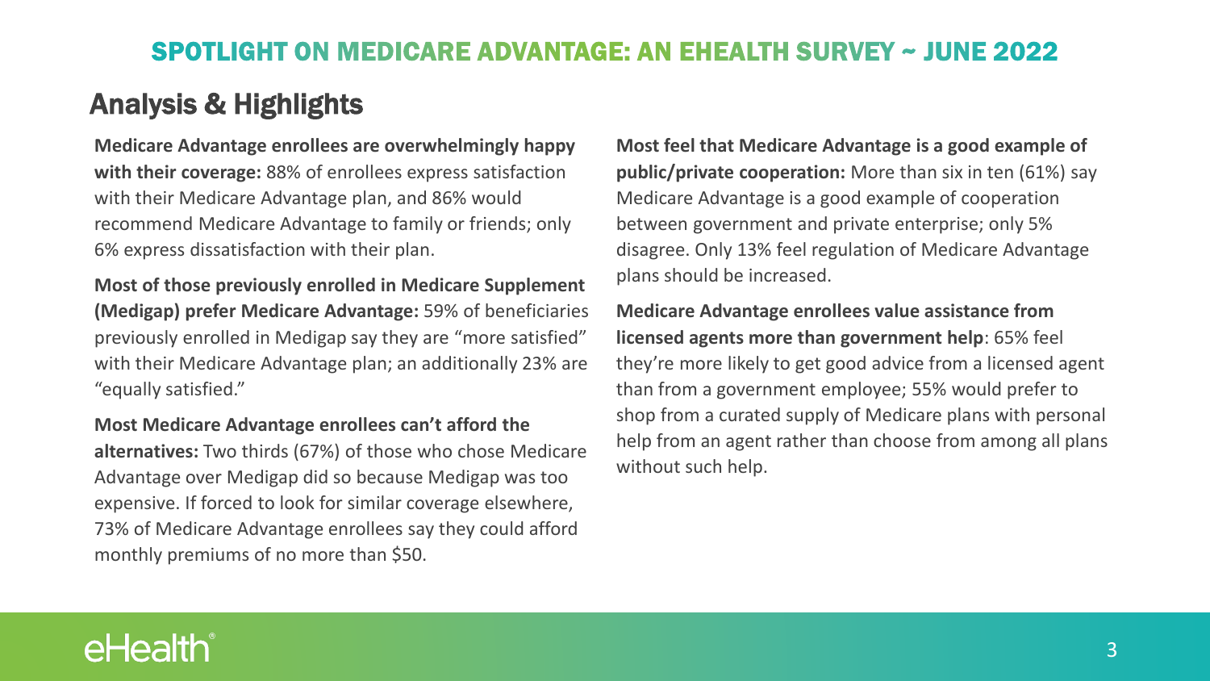## Analysis & Highlights

**Medicare Advantage enrollees are overwhelmingly happy with their coverage:** 88% of enrollees express satisfaction with their Medicare Advantage plan, and 86% would recommend Medicare Advantage to family or friends; only 6% express dissatisfaction with their plan.

**Most of those previously enrolled in Medicare Supplement (Medigap) prefer Medicare Advantage:** 59% of beneficiaries previously enrolled in Medigap say they are "more satisfied" with their Medicare Advantage plan; an additionally 23% are "equally satisfied."

**Most Medicare Advantage enrollees can't afford the alternatives:** Two thirds (67%) of those who chose Medicare Advantage over Medigap did so because Medigap was too expensive. If forced to look for similar coverage elsewhere, 73% of Medicare Advantage enrollees say they could afford monthly premiums of no more than $50.

**Most feel that Medicare Advantage is a good example of public/private cooperation:** More than six in ten (61%) say Medicare Advantage is a good example of cooperation between government and private enterprise; only 5% disagree. Only 13% feel regulation of Medicare Advantage plans should be increased.

**Medicare Advantage enrollees value assistance from licensed agents more than government help**: 65% feel they're more likely to get good advice from a licensed agent than from a government employee; 55% would prefer to shop from a curated supply of Medicare plans with personal help from an agent rather than choose from among all plans without such help.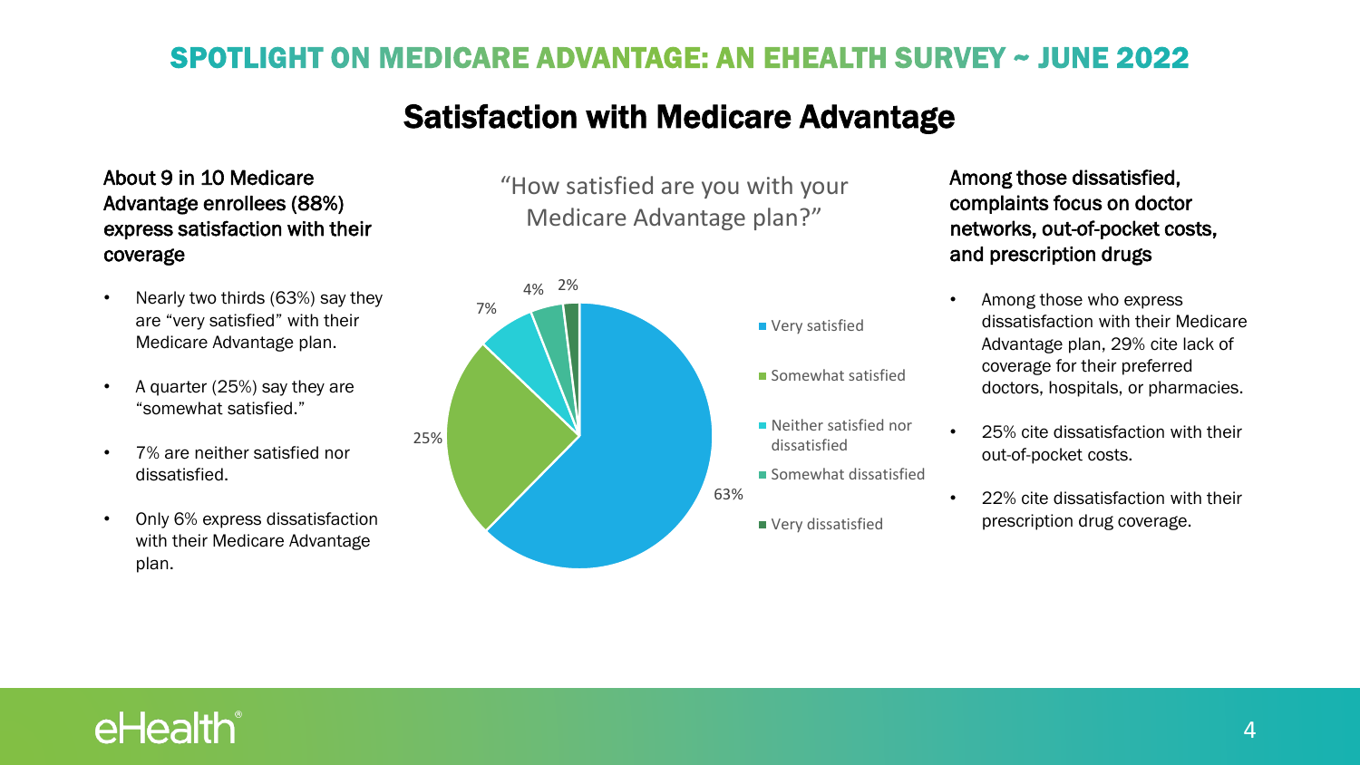## SPOTLIGHT ON MEDICARE ADVANTAGE: AN EHEALTH SURVEY ~ JUNE 2022

# Satisfaction with Medicare Advantage

**About 9 in 10 Medicare Advantage enrollees (88%) express satisfaction with their coverage**

- Nearly two thirds (63%) say they are “very satisfied” with their Medicare Advantage plan.
- A quarter (25%) say they are “somewhat satisfied.”
- 7% are neither satisfied nor dissatisfied.
- Only 6% express dissatisfaction with their Medicare Advantage plan.

“How satisfied are you with your Medicare Advantage plan?”

| Response | Percent |
| --- | --- |
| Very satisfied | 63% |
| Somewhat satisfied | 25% |
| Neither satisfied nor dissatisfied | 7% |
| Somewhat dissatisfied | 4% |
| Very dissatisfied | 2% |

**Among those dissatisfied, complaints focus on doctor networks, out-of-pocket costs, and prescription drugs**

- Among those who express dissatisfaction with their Medicare Advantage plan, 29% cite lack of coverage for their preferred doctors, hospitals, or pharmacies.
- 25% cite dissatisfaction with their out-of-pocket costs.
- 22% cite dissatisfaction with their prescription drug coverage.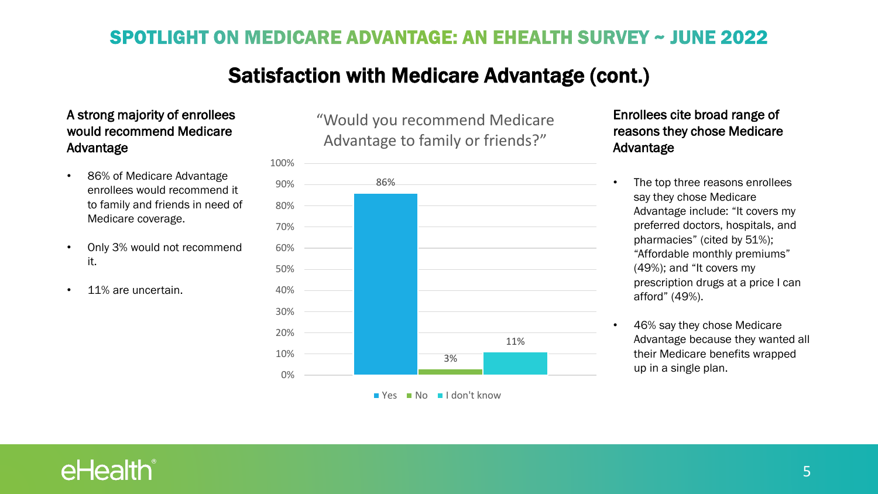## SPOTLIGHT ON MEDICARE ADVANTAGE: AN EHEALTH SURVEY ~ JUNE 2022

# Satisfaction with Medicare Advantage (cont.)

### A strong majority of enrollees would recommend Medicare Advantage

- 86% of Medicare Advantage enrollees would recommend it to family and friends in need of Medicare coverage.
- Only 3% would not recommend it.
- 11% are uncertain.

"Would you recommend Medicare Advantage to family or friends?"

| Response | Percent |
|---|---|
| Yes | 86% |
| No | 3% |
| I don't know | 11% |

### Enrollees cite broad range of reasons they chose Medicare Advantage

- The top three reasons enrollees say they chose Medicare Advantage include: "It covers my preferred doctors, hospitals, and pharmacies" (cited by 51%); "Affordable monthly premiums" (49%); and "It covers my prescription drugs at a price I can afford" (49%).
- 46% say they chose Medicare Advantage because they wanted all their Medicare benefits wrapped up in a single plan.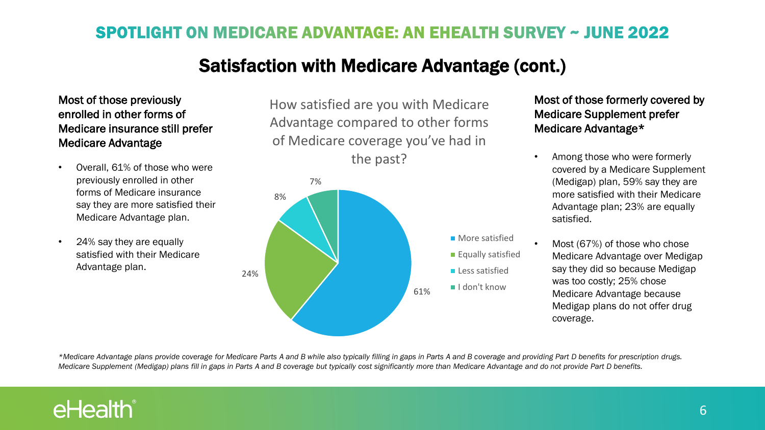## Satisfaction with Medicare Advantage (cont.)

### Most of those previously enrolled in other forms of Medicare insurance still prefer Medicare Advantage

- Overall, 61% of those who were previously enrolled in other forms of Medicare insurance say they are more satisfied their Medicare Advantage plan.
- 24% say they are equally satisfied with their Medicare Advantage plan.

How satisfied are you with Medicare Advantage compared to other forms of Medicare coverage you've had in the past?

| Response | Percentage |
|---|---|
| More satisfied | 61% |
| Equally satisfied | 24% |
| Less satisfied | 8% |
| I don't know | 7% |

### Most of those formerly covered by Medicare Supplement prefer Medicare Advantage*

- Among those who were formerly covered by a Medicare Supplement (Medigap) plan, 59% say they are more satisfied with their Medicare Advantage plan; 23% are equally satisfied.
- Most (67%) of those who chose Medicare Advantage over Medigap say they did so because Medigap was too costly; 25% chose Medicare Advantage because Medigap plans do not offer drug coverage.

*\*Medicare Advantage plans provide coverage for Medicare Parts A and B while also typically filling in gaps in Parts A and B coverage and providing Part D benefits for prescription drugs. Medicare Supplement (Medigap) plans fill in gaps in Parts A and B coverage but typically cost significantly more than Medicare Advantage and do not provide Part D benefits.*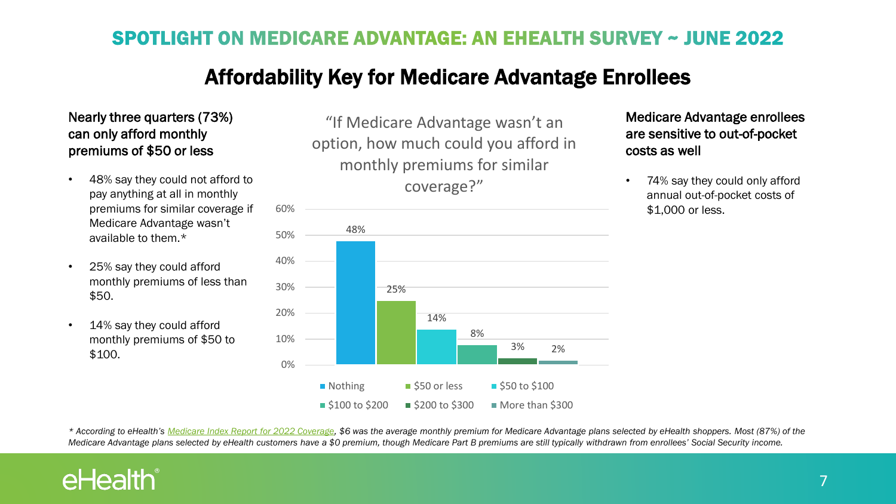## SPOTLIGHT ON MEDICARE ADVANTAGE: AN EHEALTH SURVEY ~ JUNE 2022

# Affordability Key for Medicare Advantage Enrollees

### Nearly three quarters (73%) can only afford monthly premiums of $50 or less

- 48% say they could not afford to pay anything at all in monthly premiums for similar coverage if Medicare Advantage wasn't available to them.*
- 25% say they could afford monthly premiums of less than $50.
- 14% say they could afford monthly premiums of $50 to $100.

"If Medicare Advantage wasn't an option, how much could you afford in monthly premiums for similar coverage?"

| Response | Percent |
| --- | --- |
| Nothing | 48% |
| $50 or less | 25% |
| $50 to $100 | 14% |
| $100 to $200 | 8% |
| $200 to $300 | 3% |
| More than $300 | 2% |

### Medicare Advantage enrollees are sensitive to out-of-pocket costs as well

- 74% say they could only afford annual out-of-pocket costs of $1,000 or less.

*\* According to eHealth's Medicare Index Report for 2022 Coverage, $6 was the average monthly premium for Medicare Advantage plans selected by eHealth shoppers. Most (87%) of the Medicare Advantage plans selected by eHealth customers have a $0 premium, though Medicare Part B premiums are still typically withdrawn from enrollees' Social Security income.*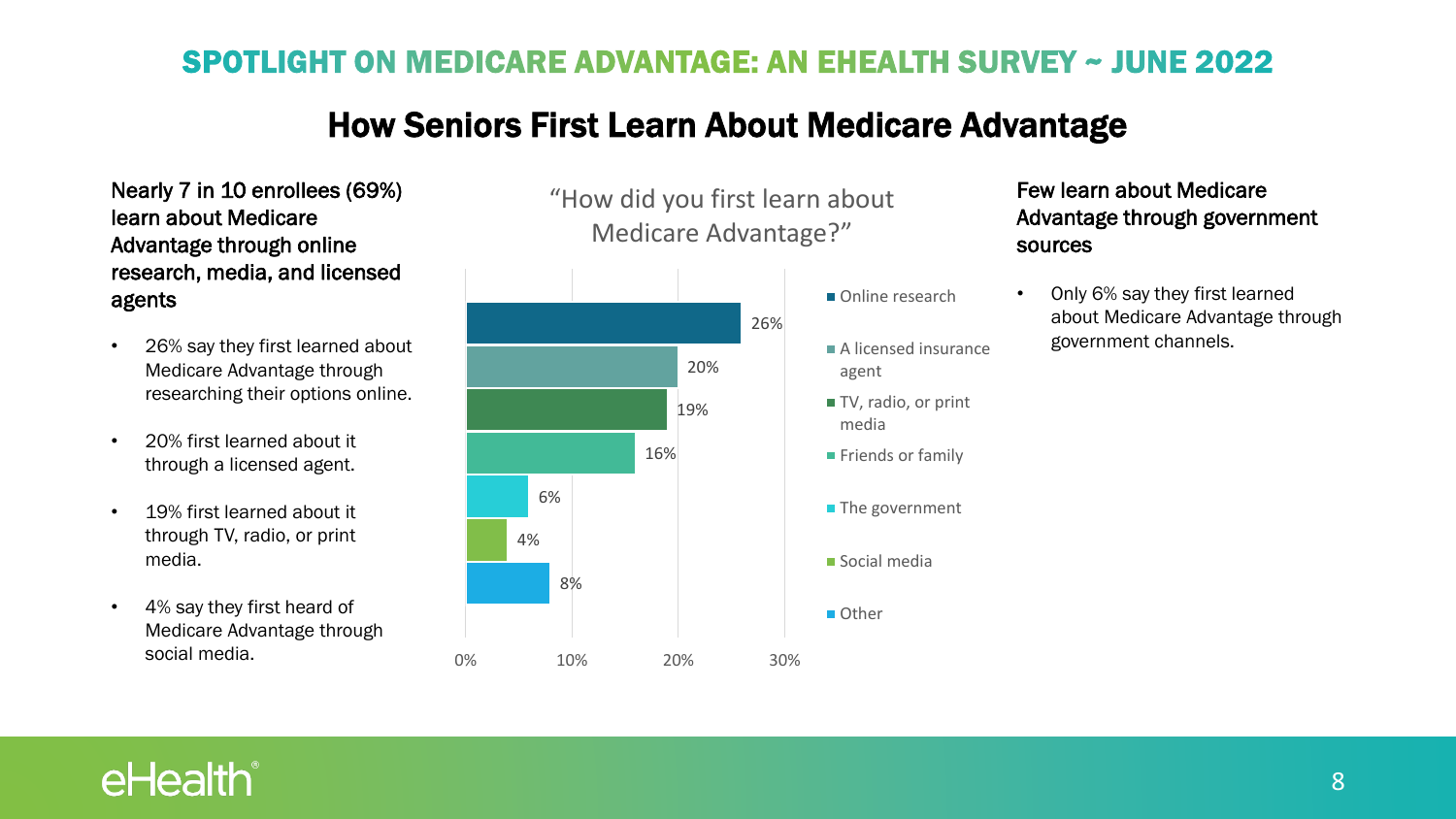## SPOTLIGHT ON MEDICARE ADVANTAGE: AN EHEALTH SURVEY ~ JUNE 2022

# How Seniors First Learn About Medicare Advantage

**Nearly 7 in 10 enrollees (69%) learn about Medicare Advantage through online research, media, and licensed agents**

- 26% say they first learned about Medicare Advantage through researching their options online.
- 20% first learned about it through a licensed agent.
- 19% first learned about it through TV, radio, or print media.
- 4% say they first heard of Medicare Advantage through social media.

"How did you first learn about Medicare Advantage?"

| Source | Percent |
|---|---|
| Online research | 26% |
| A licensed insurance agent | 20% |
| TV, radio, or print media | 19% |
| Friends or family | 16% |
| The government | 6% |
| Social media | 4% |
| Other | 8% |

**Few learn about Medicare Advantage through government sources**

- Only 6% say they first learned about Medicare Advantage through government channels.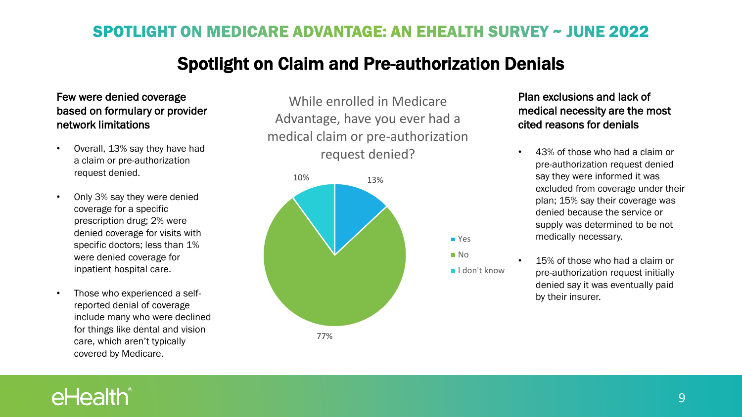# SPOTLIGHT ON MEDICARE ADVANTAGE: AN EHEALTH SURVEY ~ JUNE 2022

## Spotlight on Claim and Pre-authorization Denials

### Few were denied coverage based on formulary or provider network limitations

- Overall, 13% say they have had a claim or pre-authorization request denied.
- Only 3% say they were denied coverage for a specific prescription drug; 2% were denied coverage for visits with specific doctors; less than 1% were denied coverage for inpatient hospital care.
- Those who experienced a self-reported denial of coverage include many who were declined for things like dental and vision care, which aren't typically covered by Medicare.

While enrolled in Medicare Advantage, have you ever had a medical claim or pre-authorization request denied?

| Response | Percentage |
| --- | --- |
| Yes | 13% |
| No | 77% |
| I don't know | 10% |

### Plan exclusions and lack of medical necessity are the most cited reasons for denials

- 43% of those who had a claim or pre-authorization request denied say they were informed it was excluded from coverage under their plan; 15% say their coverage was denied because the service or supply was determined to be not medically necessary.
- 15% of those who had a claim or pre-authorization request initially denied say it was eventually paid by their insurer.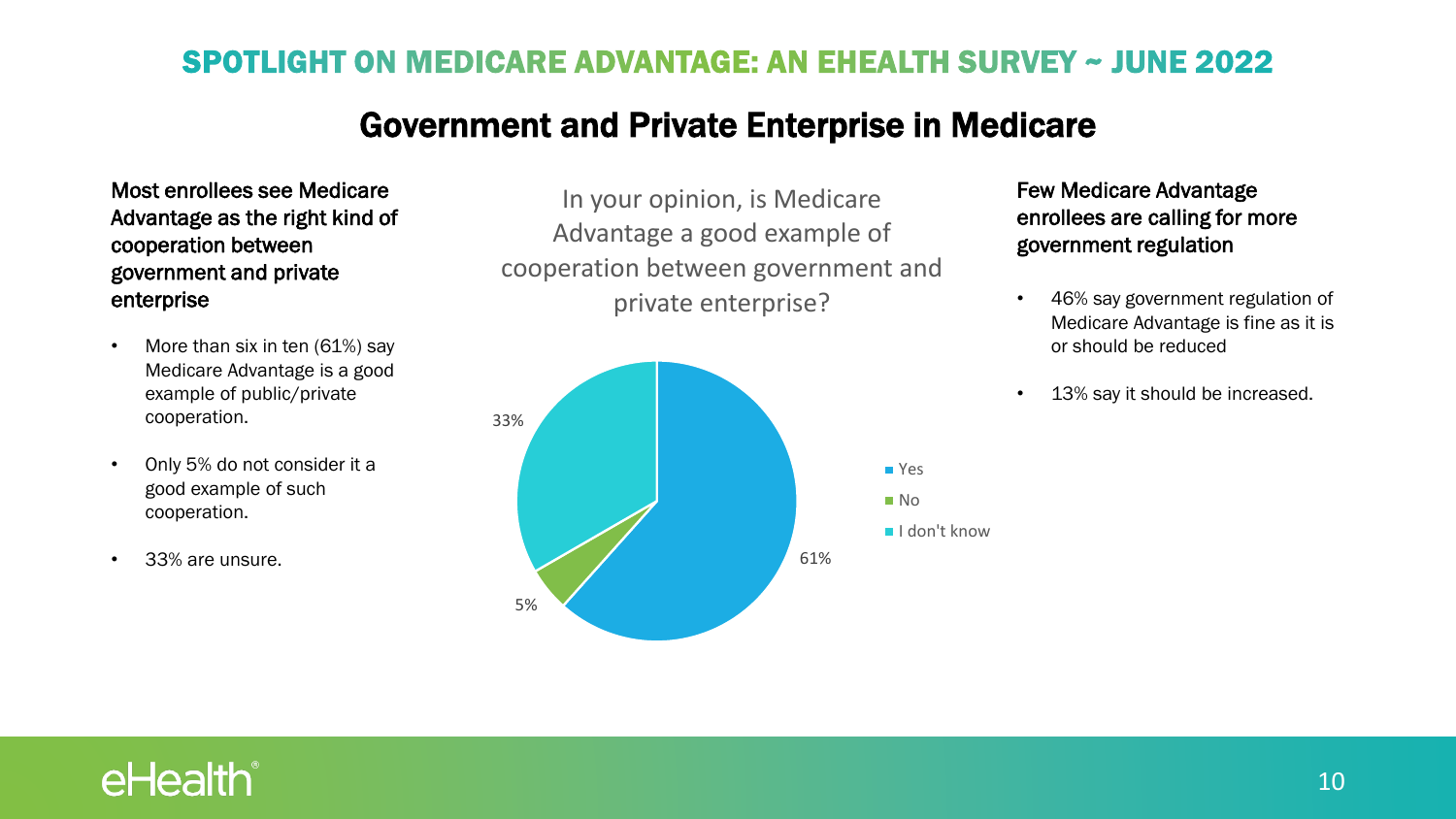# SPOTLIGHT ON MEDICARE ADVANTAGE: AN EHEALTH SURVEY ~ JUNE 2022

## Government and Private Enterprise in Medicare

**Most enrollees see Medicare Advantage as the right kind of cooperation between government and private enterprise**

- More than six in ten (61%) say Medicare Advantage is a good example of public/private cooperation.
- Only 5% do not consider it a good example of such cooperation.
- 33% are unsure.

In your opinion, is Medicare Advantage a good example of cooperation between government and private enterprise?

| Response | Percentage |
| --- | --- |
| Yes | 61% |
| No | 5% |
| I don't know | 33% |

**Few Medicare Advantage enrollees are calling for more government regulation**

- 46% say government regulation of Medicare Advantage is fine as it is or should be reduced
- 13% say it should be increased.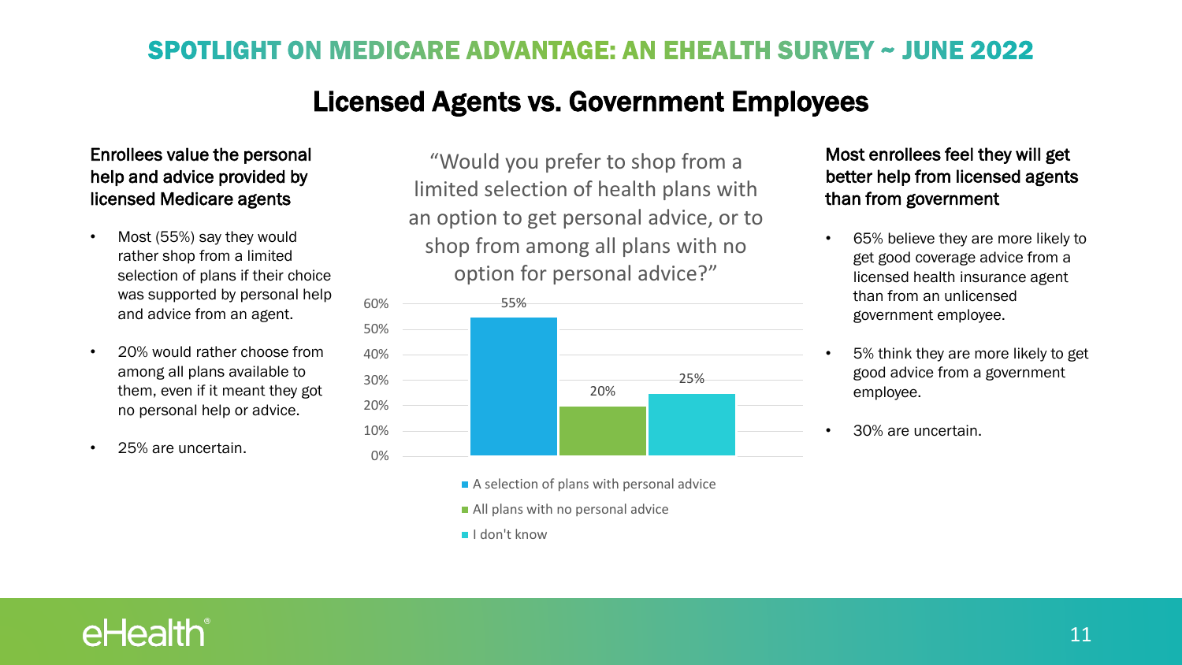# SPOTLIGHT ON MEDICARE ADVANTAGE: AN EHEALTH SURVEY ~ JUNE 2022

## Licensed Agents vs. Government Employees

### Enrollees value the personal help and advice provided by licensed Medicare agents

- Most (55%) say they would rather shop from a limited selection of plans if their choice was supported by personal help and advice from an agent.
- 20% would rather choose from among all plans available to them, even if it meant they got no personal help or advice.
- 25% are uncertain.

"Would you prefer to shop from a limited selection of health plans with an option to get personal advice, or to shop from among all plans with no option for personal advice?"

| Response | Percentage |
|---|---|
| A selection of plans with personal advice | 55% |
| All plans with no personal advice | 20% |
| I don't know | 25% |

### Most enrollees feel they will get better help from licensed agents than from government

- 65% believe they are more likely to get good coverage advice from a licensed health insurance agent than from an unlicensed government employee.
- 5% think they are more likely to get good advice from a government employee.
- 30% are uncertain.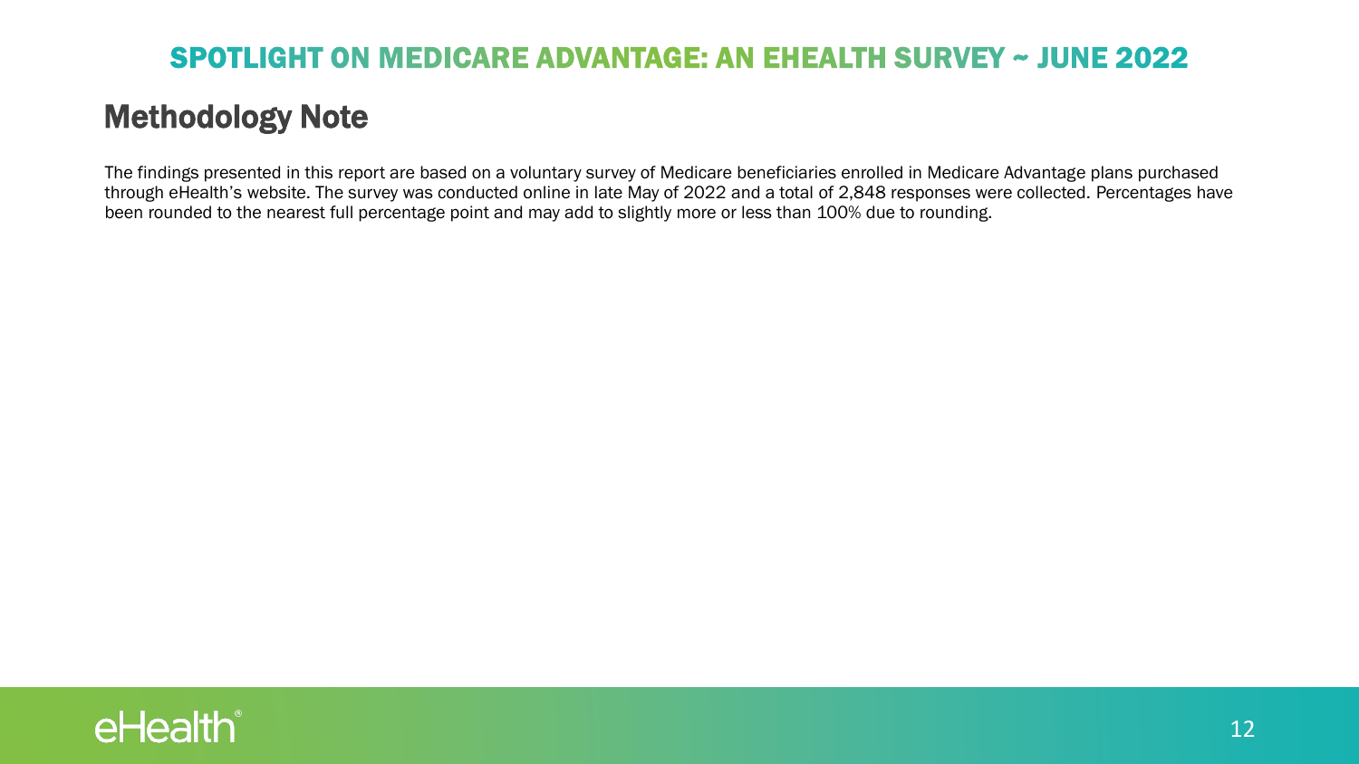# Methodology Note

The findings presented in this report are based on a voluntary survey of Medicare beneficiaries enrolled in Medicare Advantage plans purchased through eHealth's website. The survey was conducted online in late May of 2022 and a total of 2,848 responses were collected. Percentages have been rounded to the nearest full percentage point and may add to slightly more or less than 100% due to rounding.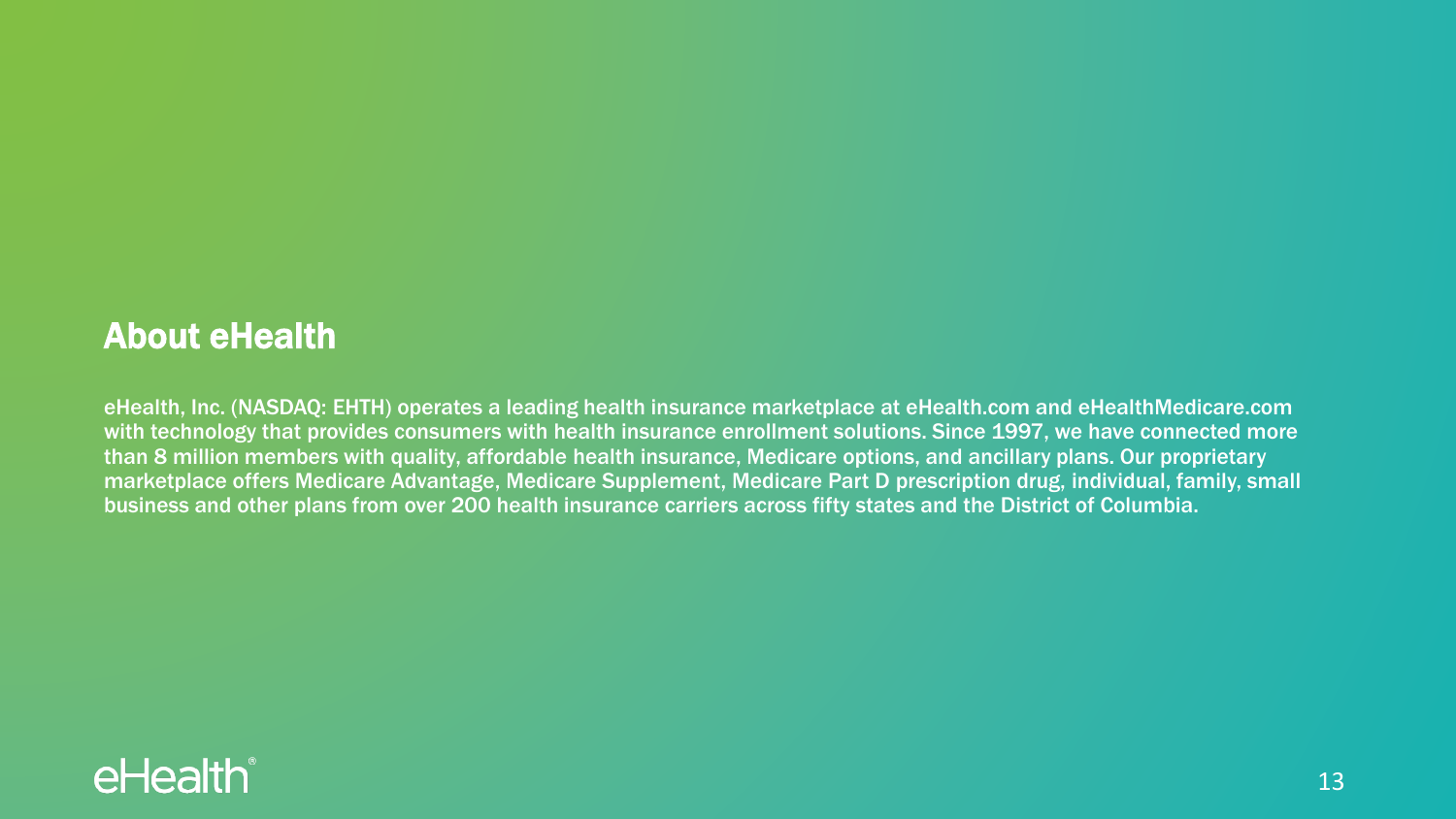## About eHealth

eHealth, Inc. (NASDAQ: EHTH) operates a leading health insurance marketplace at eHealth.com and eHealthMedicare.com with technology that provides consumers with health insurance enrollment solutions. Since 1997, we have connected more than 8 million members with quality, affordable health insurance, Medicare options, and ancillary plans. Our proprietary marketplace offers Medicare Advantage, Medicare Supplement, Medicare Part D prescription drug, individual, family, small business and other plans from over 200 health insurance carriers across fifty states and the District of Columbia.

eHealth®